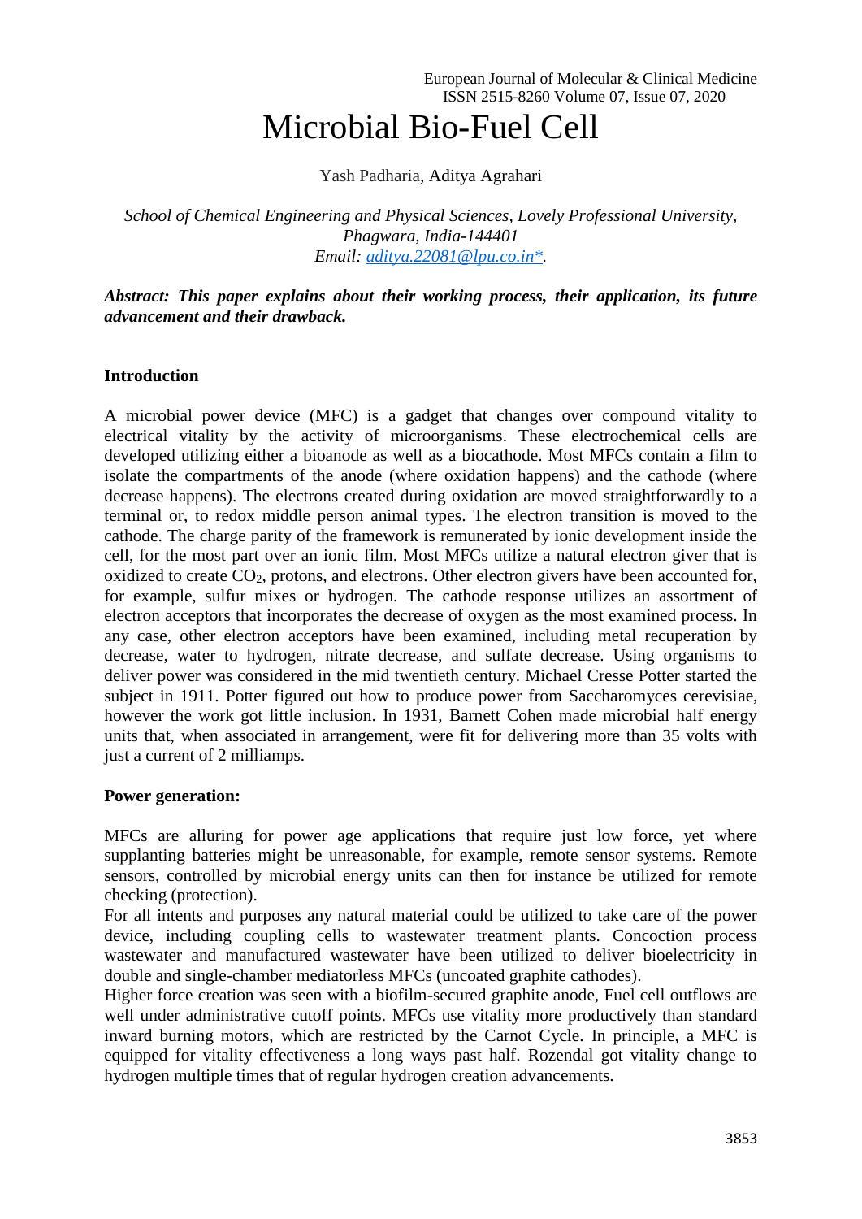# Microbial Bio-Fuel Cell

Yash Padharia, Aditya Agrahari

*School of Chemical Engineering and Physical Sciences, Lovely Professional University, Phagwara, India-144401*
*Email: aditya.22081@lpu.co.in\*.*

***Abstract: This paper explains about their working process, their application, its future advancement and their drawback.***

**Introduction**

A microbial power device (MFC) is a gadget that changes over compound vitality to electrical vitality by the activity of microorganisms. These electrochemical cells are developed utilizing either a bioanode as well as a biocathode. Most MFCs contain a film to isolate the compartments of the anode (where oxidation happens) and the cathode (where decrease happens). The electrons created during oxidation are moved straightforwardly to a terminal or, to redox middle person animal types. The electron transition is moved to the cathode. The charge parity of the framework is remunerated by ionic development inside the cell, for the most part over an ionic film. Most MFCs utilize a natural electron giver that is oxidized to create $CO_2$, protons, and electrons. Other electron givers have been accounted for, for example, sulfur mixes or hydrogen. The cathode response utilizes an assortment of electron acceptors that incorporates the decrease of oxygen as the most examined process. In any case, other electron acceptors have been examined, including metal recuperation by decrease, water to hydrogen, nitrate decrease, and sulfate decrease. Using organisms to deliver power was considered in the mid twentieth century. Michael Cresse Potter started the subject in 1911. Potter figured out how to produce power from Saccharomyces cerevisiae, however the work got little inclusion. In 1931, Barnett Cohen made microbial half energy units that, when associated in arrangement, were fit for delivering more than 35 volts with just a current of 2 milliamps.

**Power generation:**

MFCs are alluring for power age applications that require just low force, yet where supplanting batteries might be unreasonable, for example, remote sensor systems. Remote sensors, controlled by microbial energy units can then for instance be utilized for remote checking (protection).

For all intents and purposes any natural material could be utilized to take care of the power device, including coupling cells to wastewater treatment plants. Concoction process wastewater and manufactured wastewater have been utilized to deliver bioelectricity in double and single-chamber mediatorless MFCs (uncoated graphite cathodes).

Higher force creation was seen with a biofilm-secured graphite anode, Fuel cell outflows are well under administrative cutoff points. MFCs use vitality more productively than standard inward burning motors, which are restricted by the Carnot Cycle. In principle, a MFC is equipped for vitality effectiveness a long ways past half. Rozendal got vitality change to hydrogen multiple times that of regular hydrogen creation advancements.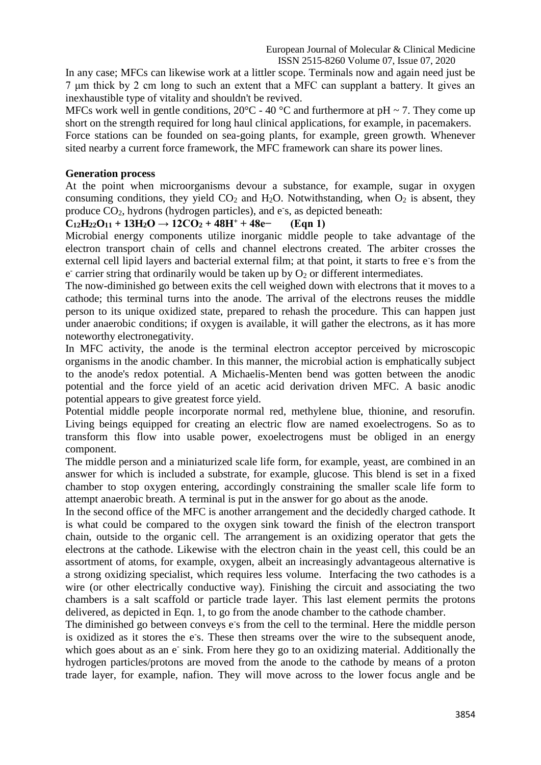In any case; MFCs can likewise work at a littler scope. Terminals now and again need just be 7 μm thick by 2 cm long to such an extent that a MFC can supplant a battery. It gives an inexhaustible type of vitality and shouldn't be revived.

MFCs work well in gentle conditions, 20°C - 40 °C and furthermore at pH ~ 7. They come up short on the strength required for long haul clinical applications, for example, in pacemakers.

Force stations can be founded on sea-going plants, for example, green growth. Whenever sited nearby a current force framework, the MFC framework can share its power lines.

**Generation process**

At the point when microorganisms devour a substance, for example, sugar in oxygen consuming conditions, they yield $CO_2$ and $H_2O$. Notwithstanding, when $O_2$ is absent, they produce $CO_2$, hydrons (hydrogen particles), and $e^-$s, as depicted beneath:

$$C_{12}H_{22}O_{11} + 13H_2O \rightarrow 12CO_2 + 48H^+ + 48e^- \qquad \text{(Eqn 1)}$$

Microbial energy components utilize inorganic middle people to take advantage of the electron transport chain of cells and channel electrons created. The arbiter crosses the external cell lipid layers and bacterial external film; at that point, it starts to free $e^-$s from the $e^-$ carrier string that ordinarily would be taken up by $O_2$ or different intermediates.

The now-diminished go between exits the cell weighed down with electrons that it moves to a cathode; this terminal turns into the anode. The arrival of the electrons reuses the middle person to its unique oxidized state, prepared to rehash the procedure. This can happen just under anaerobic conditions; if oxygen is available, it will gather the electrons, as it has more noteworthy electronegativity.

In MFC activity, the anode is the terminal electron acceptor perceived by microscopic organisms in the anodic chamber. In this manner, the microbial action is emphatically subject to the anode's redox potential. A Michaelis-Menten bend was gotten between the anodic potential and the force yield of an acetic acid derivation driven MFC. A basic anodic potential appears to give greatest force yield.

Potential middle people incorporate normal red, methylene blue, thionine, and resorufin. Living beings equipped for creating an electric flow are named exoelectrogens. So as to transform this flow into usable power, exoelectrogens must be obliged in an energy component.

The middle person and a miniaturized scale life form, for example, yeast, are combined in an answer for which is included a substrate, for example, glucose. This blend is set in a fixed chamber to stop oxygen entering, accordingly constraining the smaller scale life form to attempt anaerobic breath. A terminal is put in the answer for go about as the anode.

In the second office of the MFC is another arrangement and the decidedly charged cathode. It is what could be compared to the oxygen sink toward the finish of the electron transport chain, outside to the organic cell. The arrangement is an oxidizing operator that gets the electrons at the cathode. Likewise with the electron chain in the yeast cell, this could be an assortment of atoms, for example, oxygen, albeit an increasingly advantageous alternative is a strong oxidizing specialist, which requires less volume. Interfacing the two cathodes is a wire (or other electrically conductive way). Finishing the circuit and associating the two chambers is a salt scaffold or particle trade layer. This last element permits the protons delivered, as depicted in Eqn. 1, to go from the anode chamber to the cathode chamber.

The diminished go between conveys $e^-$s from the cell to the terminal. Here the middle person is oxidized as it stores the $e^-$s. These then streams over the wire to the subsequent anode, which goes about as an $e^-$ sink. From here they go to an oxidizing material. Additionally the hydrogen particles/protons are moved from the anode to the cathode by means of a proton trade layer, for example, nafion. They will move across to the lower focus angle and be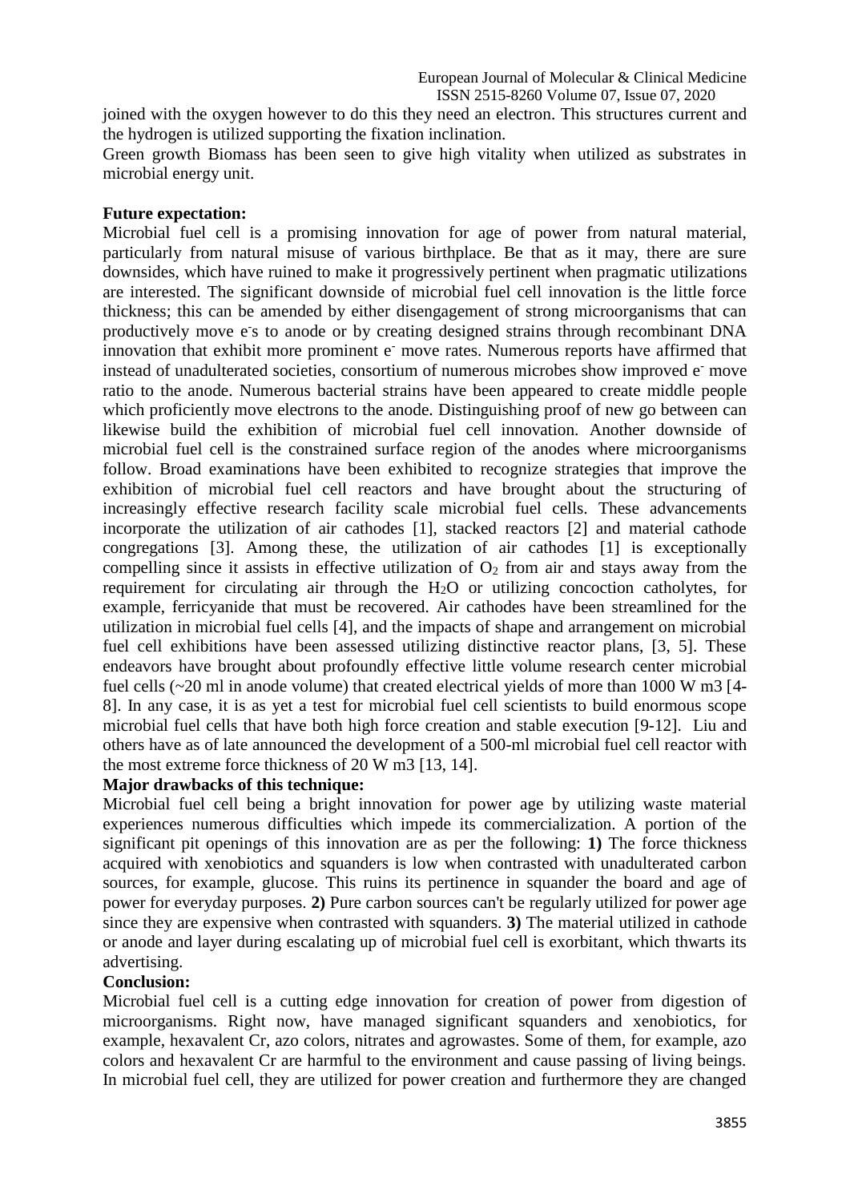joined with the oxygen however to do this they need an electron. This structures current and the hydrogen is utilized supporting the fixation inclination.

Green growth Biomass has been seen to give high vitality when utilized as substrates in microbial energy unit.

**Future expectation:**

Microbial fuel cell is a promising innovation for age of power from natural material, particularly from natural misuse of various birthplace. Be that as it may, there are sure downsides, which have ruined to make it progressively pertinent when pragmatic utilizations are interested. The significant downside of microbial fuel cell innovation is the little force thickness; this can be amended by either disengagement of strong microorganisms that can productively move $e^{-}$s to anode or by creating designed strains through recombinant DNA innovation that exhibit more prominent $e^{-}$ move rates. Numerous reports have affirmed that instead of unadulterated societies, consortium of numerous microbes show improved $e^{-}$ move ratio to the anode. Numerous bacterial strains have been appeared to create middle people which proficiently move electrons to the anode. Distinguishing proof of new go between can likewise build the exhibition of microbial fuel cell innovation. Another downside of microbial fuel cell is the constrained surface region of the anodes where microorganisms follow. Broad examinations have been exhibited to recognize strategies that improve the exhibition of microbial fuel cell reactors and have brought about the structuring of increasingly effective research facility scale microbial fuel cells. These advancements incorporate the utilization of air cathodes [1], stacked reactors [2] and material cathode congregations [3]. Among these, the utilization of air cathodes [1] is exceptionally compelling since it assists in effective utilization of $O_2$ from air and stays away from the requirement for circulating air through the $H_2O$ or utilizing concoction catholytes, for example, ferricyanide that must be recovered. Air cathodes have been streamlined for the utilization in microbial fuel cells [4], and the impacts of shape and arrangement on microbial fuel cell exhibitions have been assessed utilizing distinctive reactor plans, [3, 5]. These endeavors have brought about profoundly effective little volume research center microbial fuel cells (~20 ml in anode volume) that created electrical yields of more than 1000 W m3 [4-8]. In any case, it is as yet a test for microbial fuel cell scientists to build enormous scope microbial fuel cells that have both high force creation and stable execution [9-12]. Liu and others have as of late announced the development of a 500-ml microbial fuel cell reactor with the most extreme force thickness of 20 W m3 [13, 14].

**Major drawbacks of this technique:**

Microbial fuel cell being a bright innovation for power age by utilizing waste material experiences numerous difficulties which impede its commercialization. A portion of the significant pit openings of this innovation are as per the following: **1)** The force thickness acquired with xenobiotics and squanders is low when contrasted with unadulterated carbon sources, for example, glucose. This ruins its pertinence in squander the board and age of power for everyday purposes. **2)** Pure carbon sources can't be regularly utilized for power age since they are expensive when contrasted with squanders. **3)** The material utilized in cathode or anode and layer during escalating up of microbial fuel cell is exorbitant, which thwarts its advertising.

**Conclusion:**

Microbial fuel cell is a cutting edge innovation for creation of power from digestion of microorganisms. Right now, have managed significant squanders and xenobiotics, for example, hexavalent Cr, azo colors, nitrates and agrowastes. Some of them, for example, azo colors and hexavalent Cr are harmful to the environment and cause passing of living beings. In microbial fuel cell, they are utilized for power creation and furthermore they are changed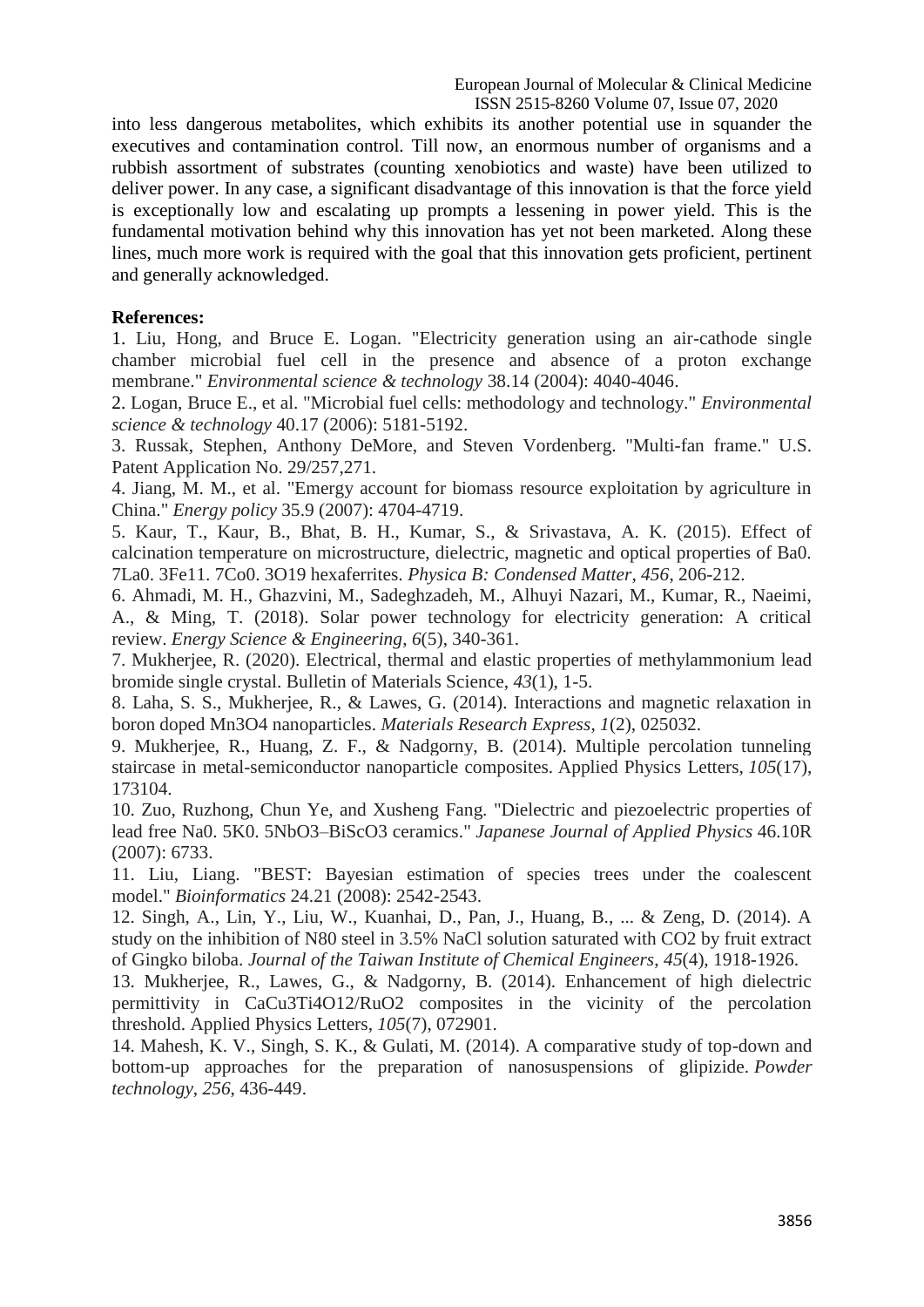into less dangerous metabolites, which exhibits its another potential use in squander the executives and contamination control. Till now, an enormous number of organisms and a rubbish assortment of substrates (counting xenobiotics and waste) have been utilized to deliver power. In any case, a significant disadvantage of this innovation is that the force yield is exceptionally low and escalating up prompts a lessening in power yield. This is the fundamental motivation behind why this innovation has yet not been marketed. Along these lines, much more work is required with the goal that this innovation gets proficient, pertinent and generally acknowledged.

**References:**

1. Liu, Hong, and Bruce E. Logan. "Electricity generation using an air-cathode single chamber microbial fuel cell in the presence and absence of a proton exchange membrane." *Environmental science & technology* 38.14 (2004): 4040-4046.
2. Logan, Bruce E., et al. "Microbial fuel cells: methodology and technology." *Environmental science & technology* 40.17 (2006): 5181-5192.
3. Russak, Stephen, Anthony DeMore, and Steven Vordenberg. "Multi-fan frame." U.S. Patent Application No. 29/257,271.
4. Jiang, M. M., et al. "Emergy account for biomass resource exploitation by agriculture in China." *Energy policy* 35.9 (2007): 4704-4719.
5. Kaur, T., Kaur, B., Bhat, B. H., Kumar, S., & Srivastava, A. K. (2015). Effect of calcination temperature on microstructure, dielectric, magnetic and optical properties of Ba0. 7La0. 3Fe11. 7Co0. 3O19 hexaferrites. *Physica B: Condensed Matter*, *456*, 206-212.
6. Ahmadi, M. H., Ghazvini, M., Sadeghzadeh, M., Alhuyi Nazari, M., Kumar, R., Naeimi, A., & Ming, T. (2018). Solar power technology for electricity generation: A critical review. *Energy Science & Engineering*, *6*(5), 340-361.
7. Mukherjee, R. (2020). Electrical, thermal and elastic properties of methylammonium lead bromide single crystal. Bulletin of Materials Science, *43*(1), 1-5.
8. Laha, S. S., Mukherjee, R., & Lawes, G. (2014). Interactions and magnetic relaxation in boron doped Mn3O4 nanoparticles. *Materials Research Express*, *1*(2), 025032.
9. Mukherjee, R., Huang, Z. F., & Nadgorny, B. (2014). Multiple percolation tunneling staircase in metal-semiconductor nanoparticle composites. Applied Physics Letters, *105*(17), 173104.
10. Zuo, Ruzhong, Chun Ye, and Xusheng Fang. "Dielectric and piezoelectric properties of lead free Na0. 5K0. 5NbO3–BiScO3 ceramics." *Japanese Journal of Applied Physics* 46.10R (2007): 6733.
11. Liu, Liang. "BEST: Bayesian estimation of species trees under the coalescent model." *Bioinformatics* 24.21 (2008): 2542-2543.
12. Singh, A., Lin, Y., Liu, W., Kuanhai, D., Pan, J., Huang, B., ... & Zeng, D. (2014). A study on the inhibition of N80 steel in 3.5% NaCl solution saturated with CO2 by fruit extract of Gingko biloba. *Journal of the Taiwan Institute of Chemical Engineers*, *45*(4), 1918-1926.
13. Mukherjee, R., Lawes, G., & Nadgorny, B. (2014). Enhancement of high dielectric permittivity in CaCu3Ti4O12/RuO2 composites in the vicinity of the percolation threshold. Applied Physics Letters, *105*(7), 072901.
14. Mahesh, K. V., Singh, S. K., & Gulati, M. (2014). A comparative study of top-down and bottom-up approaches for the preparation of nanosuspensions of glipizide. *Powder technology*, *256*, 436-449.